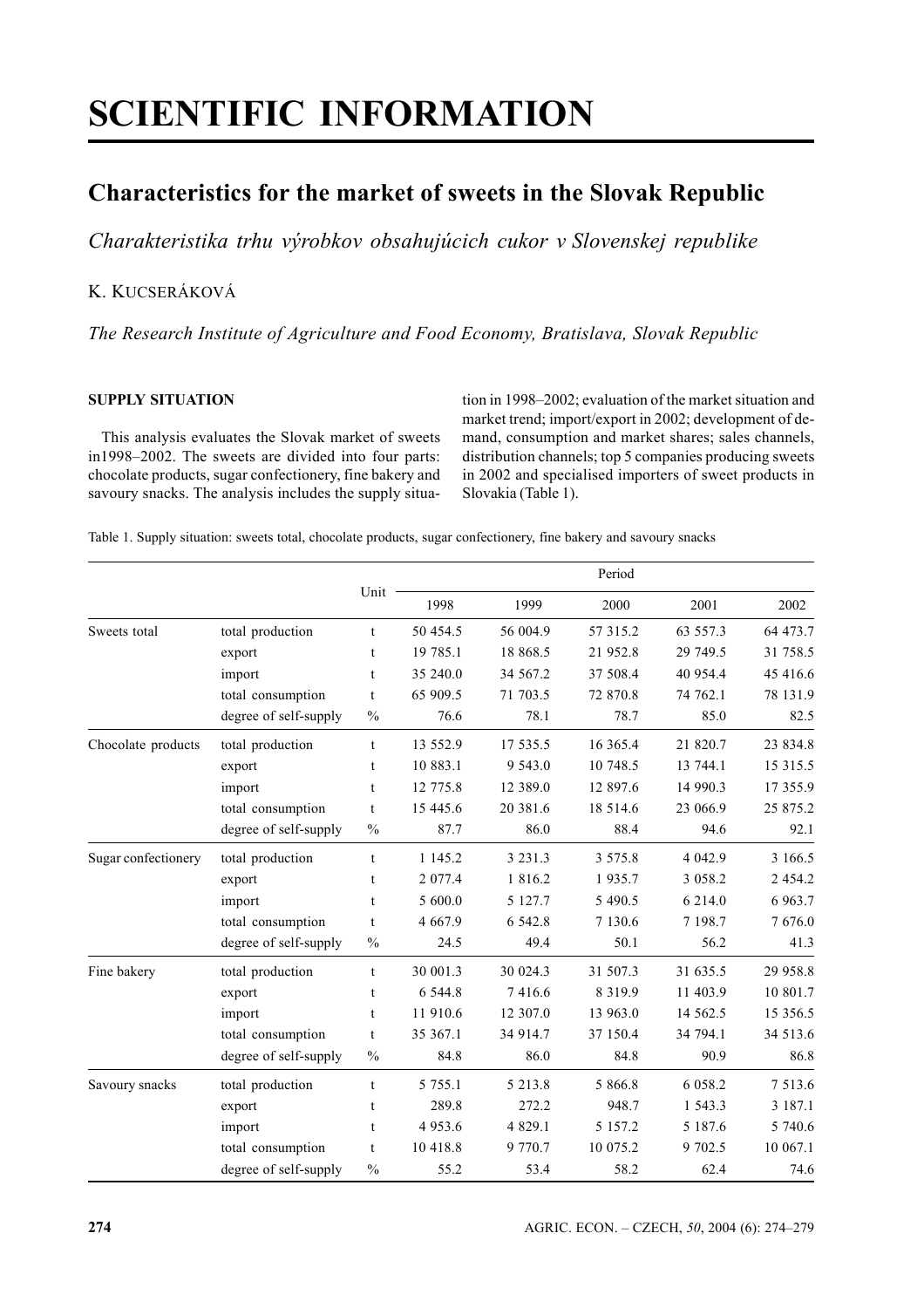# SCIENTIFIC INFORMATION

## Characteristics for the market of sweets in the Slovak Republic

*Charakteristika trhu výrobkov obsahujúcich cukor v Slovenskej republike*

K. KUCSERÁKOVÁ

*The Research Institute of Agriculture and Food Economy, Bratislava, Slovak Republic*

### SUPPLY SITUATION

This analysis evaluates the Slovak market of sweets in1998–2002. The sweets are divided into four parts: chocolate products, sugar confectionery, fine bakery and savoury snacks. The analysis includes the supply situation in 1998–2002; evaluation of the market situation and market trend; import/export in 2002; development of demand, consumption and market shares; sales channels, distribution channels; top 5 companies producing sweets in 2002 and specialised importers of sweet products in Slovakia (Table 1).

Table 1. Supply situation: sweets total, chocolate products, sugar confectionery, fine bakery and savoury snacks

| | | Unit | Period | | | | |
|---|---|---|---|---|---|---|---|
| | | | 1998 | 1999 | 2000 | 2001 | 2002 |
| Sweets total | total production | t | 50 454.5 | 56 004.9 | 57 315.2 | 63 557.3 | 64 473.7 |
| | export | t | 19 785.1 | 18 868.5 | 21 952.8 | 29 749.5 | 31 758.5 |
| | import | t | 35 240.0 | 34 567.2 | 37 508.4 | 40 954.4 | 45 416.6 |
| | total consumption | t | 65 909.5 | 71 703.5 | 72 870.8 | 74 762.1 | 78 131.9 |
| | degree of self-supply | % | 76.6 | 78.1 | 78.7 | 85.0 | 82.5 |
| Chocolate products | total production | t | 13 552.9 | 17 535.5 | 16 365.4 | 21 820.7 | 23 834.8 |
| | export | t | 10 883.1 | 9 543.0 | 10 748.5 | 13 744.1 | 15 315.5 |
| | import | t | 12 775.8 | 12 389.0 | 12 897.6 | 14 990.3 | 17 355.9 |
| | total consumption | t | 15 445.6 | 20 381.6 | 18 514.6 | 23 066.9 | 25 875.2 |
| | degree of self-supply | % | 87.7 | 86.0 | 88.4 | 94.6 | 92.1 |
| Sugar confectionery | total production | t | 1 145.2 | 3 231.3 | 3 575.8 | 4 042.9 | 3 166.5 |
| | export | t | 2 077.4 | 1 816.2 | 1 935.7 | 3 058.2 | 2 454.2 |
| | import | t | 5 600.0 | 5 127.7 | 5 490.5 | 6 214.0 | 6 963.7 |
| | total consumption | t | 4 667.9 | 6 542.8 | 7 130.6 | 7 198.7 | 7 676.0 |
| | degree of self-supply | % | 24.5 | 49.4 | 50.1 | 56.2 | 41.3 |
| Fine bakery | total production | t | 30 001.3 | 30 024.3 | 31 507.3 | 31 635.5 | 29 958.8 |
| | export | t | 6 544.8 | 7 416.6 | 8 319.9 | 11 403.9 | 10 801.7 |
| | import | t | 11 910.6 | 12 307.0 | 13 963.0 | 14 562.5 | 15 356.5 |
| | total consumption | t | 35 367.1 | 34 914.7 | 37 150.4 | 34 794.1 | 34 513.6 |
| | degree of self-supply | % | 84.8 | 86.0 | 84.8 | 90.9 | 86.8 |
| Savoury snacks | total production | t | 5 755.1 | 5 213.8 | 5 866.8 | 6 058.2 | 7 513.6 |
| | export | t | 289.8 | 272.2 | 948.7 | 1 543.3 | 3 187.1 |
| | import | t | 4 953.6 | 4 829.1 | 5 157.2 | 5 187.6 | 5 740.6 |
| | total consumption | t | 10 418.8 | 9 770.7 | 10 075.2 | 9 702.5 | 10 067.1 |
| | degree of self-supply | % | 55.2 | 53.4 | 58.2 | 62.4 | 74.6 |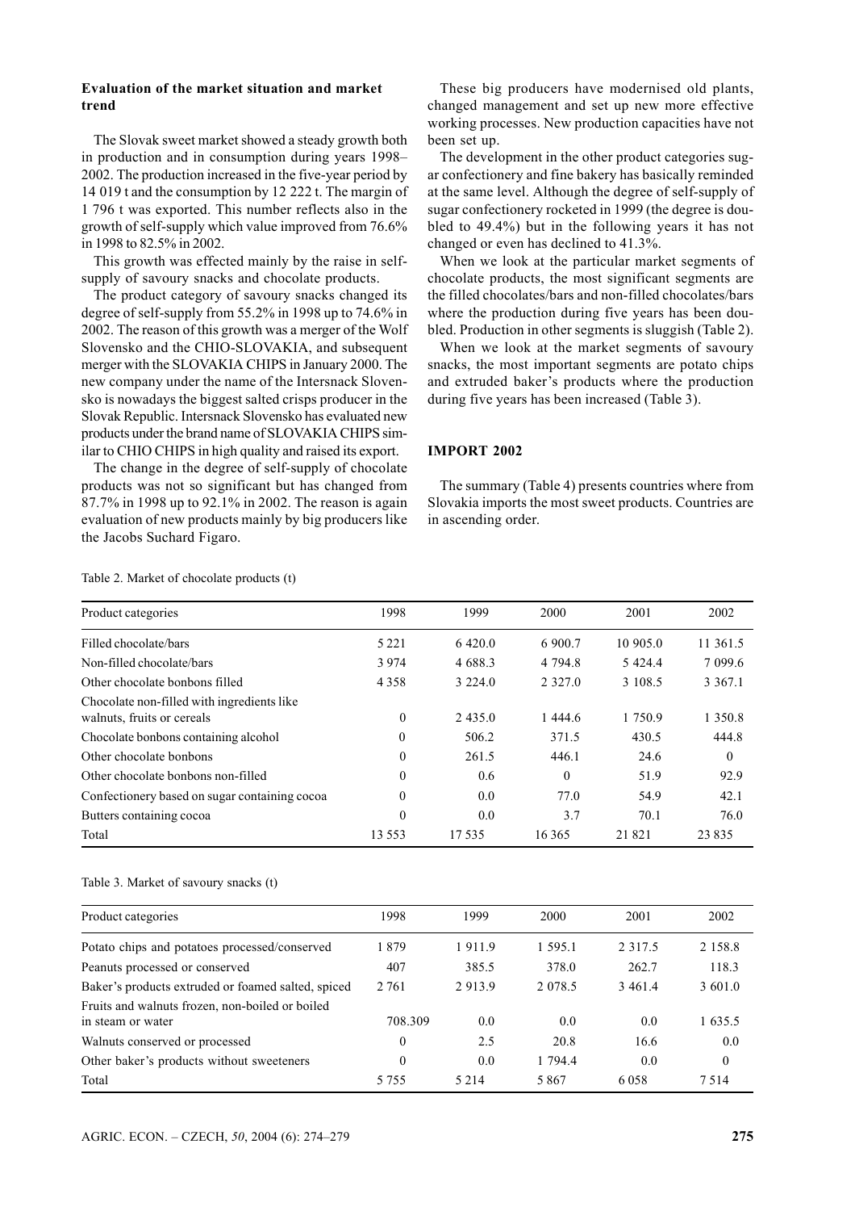## Evaluation of the market situation and market trend

The Slovak sweet market showed a steady growth both in production and in consumption during years 1998–2002. The production increased in the five-year period by 14 019 t and the consumption by 12 222 t. The margin of 1 796 t was exported. This number reflects also in the growth of self-supply which value improved from 76.6% in 1998 to 82.5% in 2002.

This growth was effected mainly by the raise in self-supply of savoury snacks and chocolate products.

The product category of savoury snacks changed its degree of self-supply from 55.2% in 1998 up to 74.6% in 2002. The reason of this growth was a merger of the Wolf Slovensko and the CHIO-SLOVAKIA, and subsequent merger with the SLOVAKIA CHIPS in January 2000. The new company under the name of the Intersnack Slovensko is nowadays the biggest salted crisps producer in the Slovak Republic. Intersnack Slovensko has evaluated new products under the brand name of SLOVAKIA CHIPS similar to CHIO CHIPS in high quality and raised its export.

The change in the degree of self-supply of chocolate products was not so significant but has changed from 87.7% in 1998 up to 92.1% in 2002. The reason is again evaluation of new products mainly by big producers like the Jacobs Suchard Figaro.

These big producers have modernised old plants, changed management and set up new more effective working processes. New production capacities have not been set up.

The development in the other product categories sugar confectionery and fine bakery has basically reminded at the same level. Although the degree of self-supply of sugar confectionery rocketed in 1999 (the degree is doubled to 49.4%) but in the following years it has not changed or even has declined to 41.3%.

When we look at the particular market segments of chocolate products, the most significant segments are the filled chocolates/bars and non-filled chocolates/bars where the production during five years has been doubled. Production in other segments is sluggish (Table 2).

When we look at the market segments of savoury snacks, the most important segments are potato chips and extruded baker's products where the production during five years has been increased (Table 3).

## IMPORT 2002

The summary (Table 4) presents countries where from Slovakia imports the most sweet products. Countries are in ascending order.

Table 2. Market of chocolate products (t)

| Product categories | 1998 | 1999 | 2000 | 2001 | 2002 |
|---|---|---|---|---|---|
| Filled chocolate/bars | 5 221 | 6 420.0 | 6 900.7 | 10 905.0 | 11 361.5 |
| Non-filled chocolate/bars | 3 974 | 4 688.3 | 4 794.8 | 5 424.4 | 7 099.6 |
| Other chocolate bonbons filled | 4 358 | 3 224.0 | 2 327.0 | 3 108.5 | 3 367.1 |
| Chocolate non-filled with ingredients like walnuts, fruits or cereals | 0 | 2 435.0 | 1 444.6 | 1 750.9 | 1 350.8 |
| Chocolate bonbons containing alcohol | 0 | 506.2 | 371.5 | 430.5 | 444.8 |
| Other chocolate bonbons | 0 | 261.5 | 446.1 | 24.6 | 0 |
| Other chocolate bonbons non-filled | 0 | 0.6 | 0 | 51.9 | 92.9 |
| Confectionery based on sugar containing cocoa | 0 | 0.0 | 77.0 | 54.9 | 42.1 |
| Butters containing cocoa | 0 | 0.0 | 3.7 | 70.1 | 76.0 |
| Total | 13 553 | 17 535 | 16 365 | 21 821 | 23 835 |

Table 3. Market of savoury snacks (t)

| Product categories | 1998 | 1999 | 2000 | 2001 | 2002 |
|---|---|---|---|---|---|
| Potato chips and potatoes processed/conserved | 1 879 | 1 911.9 | 1 595.1 | 2 317.5 | 2 158.8 |
| Peanuts processed or conserved | 407 | 385.5 | 378.0 | 262.7 | 118.3 |
| Baker's products extruded or foamed salted, spiced | 2 761 | 2 913.9 | 2 078.5 | 3 461.4 | 3 601.0 |
| Fruits and walnuts frozen, non-boiled or boiled in steam or water | 708.309 | 0.0 | 0.0 | 0.0 | 1 635.5 |
| Walnuts conserved or processed | 0 | 2.5 | 20.8 | 16.6 | 0.0 |
| Other baker's products without sweeteners | 0 | 0.0 | 1 794.4 | 0.0 | 0 |
| Total | 5 755 | 5 214 | 5 867 | 6 058 | 7 514 |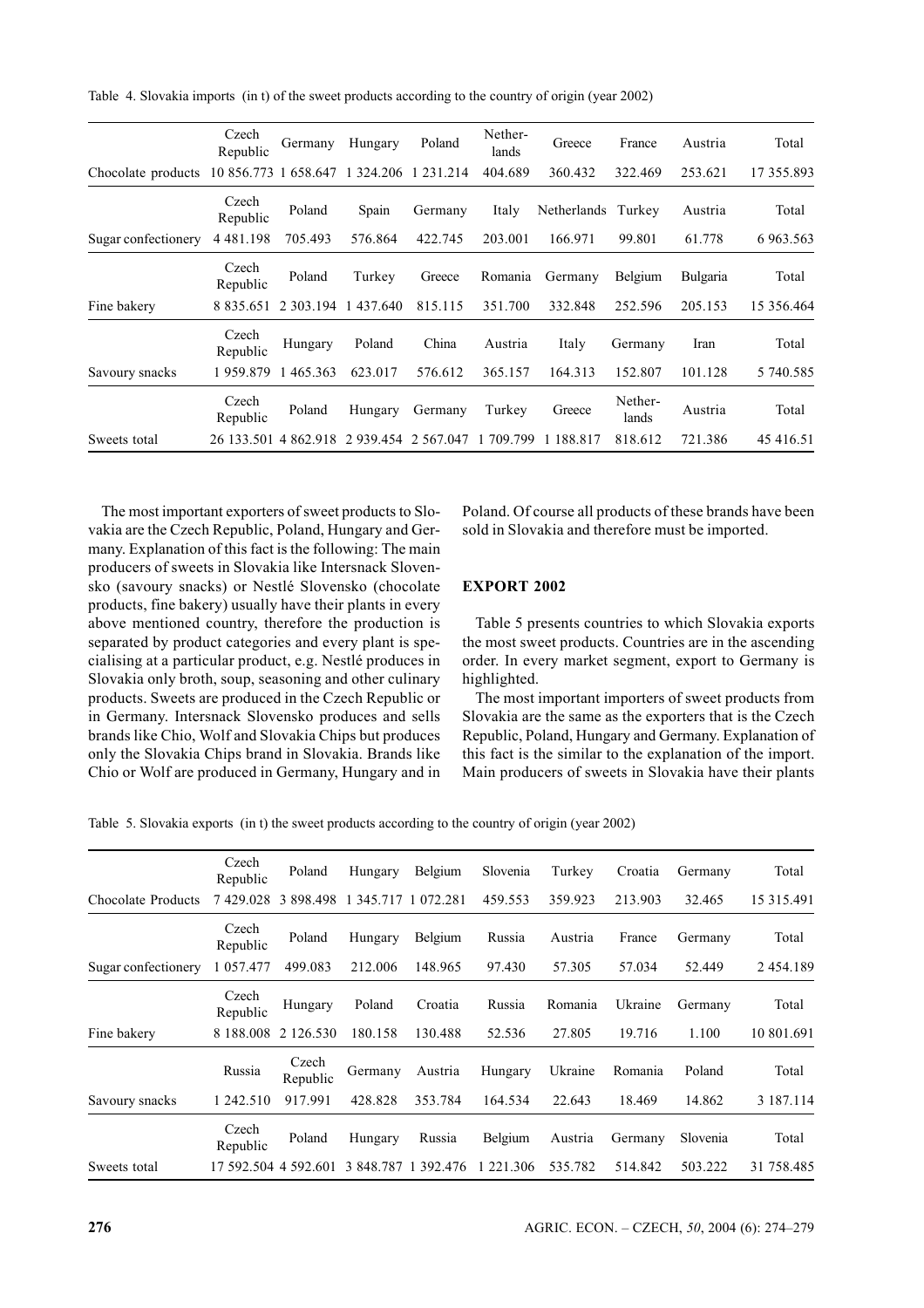Table 4. Slovakia imports (in t) of the sweet products according to the country of origin (year 2002)

| | Czech Republic | Germany | Hungary | Poland | Nether-lands | Greece | France | Austria | Total |
|---|---|---|---|---|---|---|---|---|---|
| Chocolate products | 10 856.773 | 1 658.647 | 1 324.206 | 1 231.214 | 404.689 | 360.432 | 322.469 | 253.621 | 17 355.893 |
| | Czech Republic | Poland | Spain | Germany | Italy | Netherlands | Turkey | Austria | Total |
| Sugar confectionery | 4 481.198 | 705.493 | 576.864 | 422.745 | 203.001 | 166.971 | 99.801 | 61.778 | 6 963.563 |
| | Czech Republic | Poland | Turkey | Greece | Romania | Germany | Belgium | Bulgaria | Total |
| Fine bakery | 8 835.651 | 2 303.194 | 1 437.640 | 815.115 | 351.700 | 332.848 | 252.596 | 205.153 | 15 356.464 |
| | Czech Republic | Hungary | Poland | China | Austria | Italy | Germany | Iran | Total |
| Savoury snacks | 1 959.879 | 1 465.363 | 623.017 | 576.612 | 365.157 | 164.313 | 152.807 | 101.128 | 5 740.585 |
| | Czech Republic | Poland | Hungary | Germany | Turkey | Greece | Nether-lands | Austria | Total |
| Sweets total | 26 133.501 | 4 862.918 | 2 939.454 | 2 567.047 | 1 709.799 | 1 188.817 | 818.612 | 721.386 | 45 416.51 |

The most important exporters of sweet products to Slovakia are the Czech Republic, Poland, Hungary and Germany. Explanation of this fact is the following: The main producers of sweets in Slovakia like Intersnack Slovensko (savoury snacks) or Nestlé Slovensko (chocolate products, fine bakery) usually have their plants in every above mentioned country, therefore the production is separated by product categories and every plant is specialising at a particular product, e.g. Nestlé produces in Slovakia only broth, soup, seasoning and other culinary products. Sweets are produced in the Czech Republic or in Germany. Intersnack Slovensko produces and sells brands like Chio, Wolf and Slovakia Chips but produces only the Slovakia Chips brand in Slovakia. Brands like Chio or Wolf are produced in Germany, Hungary and in Poland. Of course all products of these brands have been sold in Slovakia and therefore must be imported.

**EXPORT 2002**

Table 5 presents countries to which Slovakia exports the most sweet products. Countries are in the ascending order. In every market segment, export to Germany is highlighted.

The most important importers of sweet products from Slovakia are the same as the exporters that is the Czech Republic, Poland, Hungary and Germany. Explanation of this fact is the similar to the explanation of the import. Main producers of sweets in Slovakia have their plants

Table 5. Slovakia exports (in t) the sweet products according to the country of origin (year 2002)

| | Czech Republic | Poland | Hungary | Belgium | Slovenia | Turkey | Croatia | Germany | Total |
|---|---|---|---|---|---|---|---|---|---|
| Chocolate Products | 7 429.028 | 3 898.498 | 1 345.717 | 1 072.281 | 459.553 | 359.923 | 213.903 | 32.465 | 15 315.491 |
| | Czech Republic | Poland | Hungary | Belgium | Russia | Austria | France | Germany | Total |
| Sugar confectionery | 1 057.477 | 499.083 | 212.006 | 148.965 | 97.430 | 57.305 | 57.034 | 52.449 | 2 454.189 |
| | Czech Republic | Hungary | Poland | Croatia | Russia | Romania | Ukraine | Germany | Total |
| Fine bakery | 8 188.008 | 2 126.530 | 180.158 | 130.488 | 52.536 | 27.805 | 19.716 | 1.100 | 10 801.691 |
| | Russia | Czech Republic | Germany | Austria | Hungary | Ukraine | Romania | Poland | Total |
| Savoury snacks | 1 242.510 | 917.991 | 428.828 | 353.784 | 164.534 | 22.643 | 18.469 | 14.862 | 3 187.114 |
| | Czech Republic | Poland | Hungary | Russia | Belgium | Austria | Germany | Slovenia | Total |
| Sweets total | 17 592.504 | 4 592.601 | 3 848.787 | 1 392.476 | 1 221.306 | 535.782 | 514.842 | 503.222 | 31 758.485 |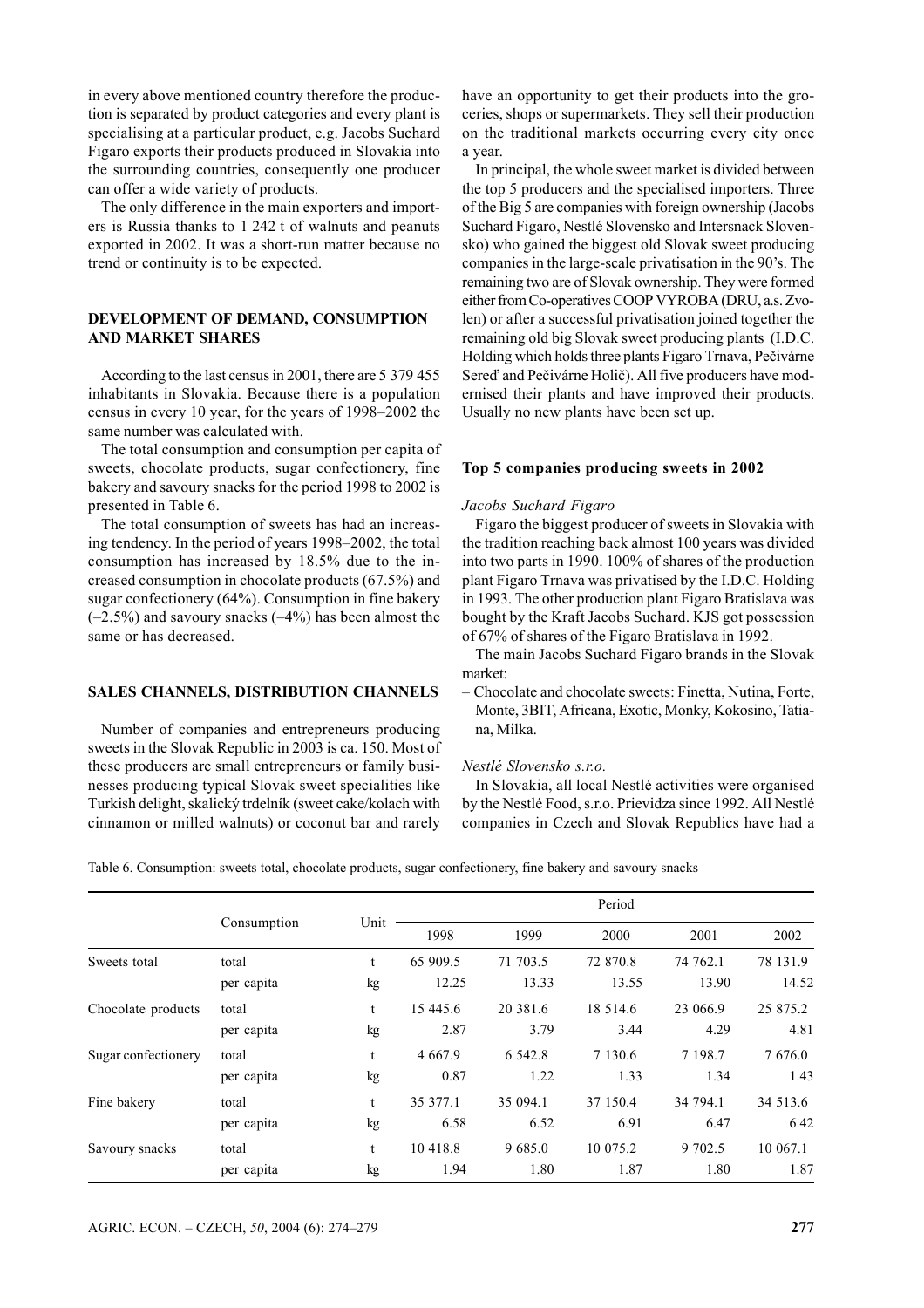in every above mentioned country therefore the production is separated by product categories and every plant is specialising at a particular product, e.g. Jacobs Suchard Figaro exports their products produced in Slovakia into the surrounding countries, consequently one producer can offer a wide variety of products.

The only difference in the main exporters and importers is Russia thanks to 1 242 t of walnuts and peanuts exported in 2002. It was a short-run matter because no trend or continuity is to be expected.

## DEVELOPMENT OF DEMAND, CONSUMPTION AND MARKET SHARES

According to the last census in 2001, there are 5 379 455 inhabitants in Slovakia. Because there is a population census in every 10 year, for the years of 1998–2002 the same number was calculated with.

The total consumption and consumption per capita of sweets, chocolate products, sugar confectionery, fine bakery and savoury snacks for the period 1998 to 2002 is presented in Table 6.

The total consumption of sweets has had an increasing tendency. In the period of years 1998–2002, the total consumption has increased by 18.5% due to the increased consumption in chocolate products (67.5%) and sugar confectionery (64%). Consumption in fine bakery (–2.5%) and savoury snacks (–4%) has been almost the same or has decreased.

## SALES CHANNELS, DISTRIBUTION CHANNELS

Number of companies and entrepreneurs producing sweets in the Slovak Republic in 2003 is ca. 150. Most of these producers are small entrepreneurs or family businesses producing typical Slovak sweet specialities like Turkish delight, skalický trdelník (sweet cake/kolach with cinnamon or milled walnuts) or coconut bar and rarely have an opportunity to get their products into the groceries, shops or supermarkets. They sell their production on the traditional markets occurring every city once a year.

In principal, the whole sweet market is divided between the top 5 producers and the specialised importers. Three of the Big 5 are companies with foreign ownership (Jacobs Suchard Figaro, Nestlé Slovensko and Intersnack Slovensko) who gained the biggest old Slovak sweet producing companies in the large-scale privatisation in the 90's. The remaining two are of Slovak ownership. They were formed either from Co-operatives COOP VYROBA (DRU, a.s. Zvolen) or after a successful privatisation joined together the remaining old big Slovak sweet producing plants (I.D.C. Holding which holds three plants Figaro Trnava, Pečivárne Sereď and Pečivárne Holič). All five producers have modernised their plants and have improved their products. Usually no new plants have been set up.

### Top 5 companies producing sweets in 2002

*Jacobs Suchard Figaro*

Figaro the biggest producer of sweets in Slovakia with the tradition reaching back almost 100 years was divided into two parts in 1990. 100% of shares of the production plant Figaro Trnava was privatised by the I.D.C. Holding in 1993. The other production plant Figaro Bratislava was bought by the Kraft Jacobs Suchard. KJS got possession of 67% of shares of the Figaro Bratislava in 1992.

The main Jacobs Suchard Figaro brands in the Slovak market:

– Chocolate and chocolate sweets: Finetta, Nutina, Forte, Monte, 3BIT, Africana, Exotic, Monky, Kokosino, Tatiana, Milka.

*Nestlé Slovensko s.r.o.*

In Slovakia, all local Nestlé activities were organised by the Nestlé Food, s.r.o. Prievidza since 1992. All Nestlé companies in Czech and Slovak Republics have had a

Table 6. Consumption: sweets total, chocolate products, sugar confectionery, fine bakery and savoury snacks

| | Consumption | Unit | Period | | | | |
|---|---|---|---|---|---|---|---|
| | | | 1998 | 1999 | 2000 | 2001 | 2002 |
| Sweets total | total | t | 65 909.5 | 71 703.5 | 72 870.8 | 74 762.1 | 78 131.9 |
| | per capita | kg | 12.25 | 13.33 | 13.55 | 13.90 | 14.52 |
| Chocolate products | total | t | 15 445.6 | 20 381.6 | 18 514.6 | 23 066.9 | 25 875.2 |
| | per capita | kg | 2.87 | 3.79 | 3.44 | 4.29 | 4.81 |
| Sugar confectionery | total | t | 4 667.9 | 6 542.8 | 7 130.6 | 7 198.7 | 7 676.0 |
| | per capita | kg | 0.87 | 1.22 | 1.33 | 1.34 | 1.43 |
| Fine bakery | total | t | 35 377.1 | 35 094.1 | 37 150.4 | 34 794.1 | 34 513.6 |
| | per capita | kg | 6.58 | 6.52 | 6.91 | 6.47 | 6.42 |
| Savoury snacks | total | t | 10 418.8 | 9 685.0 | 10 075.2 | 9 702.5 | 10 067.1 |
| | per capita | kg | 1.94 | 1.80 | 1.87 | 1.80 | 1.87 |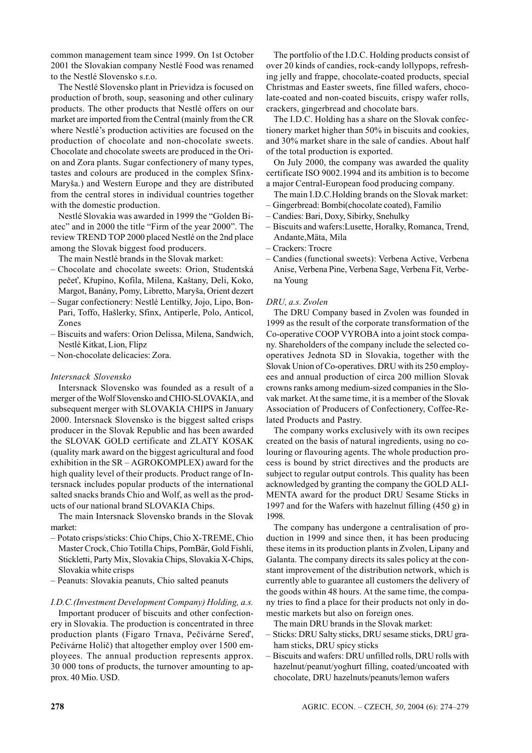common management team since 1999. On 1st October 2001 the Slovakian company Nestlé Food was renamed to the Nestlé Slovensko s.r.o.

The Nestlé Slovensko plant in Prievidza is focused on production of broth, soup, seasoning and other culinary products. The other products that Nestlé offers on our market are imported from the Central (mainly from the CR where Nestlé's production activities are focused on the production of chocolate and non-chocolate sweets. Chocolate and chocolate sweets are produced in the Orion and Zora plants. Sugar confectionery of many types, tastes and colours are produced in the complex Sfinx-Maryša.) and Western Europe and they are distributed from the central stores in individual countries together with the domestic production.

Nestlé Slovakia was awarded in 1999 the "Golden Biatec" and in 2000 the title "Firm of the year 2000". The review TREND TOP 2000 placed Nestlé on the 2nd place among the Slovak biggest food producers.

The main Nestlé brands in the Slovak market:

- Chocolate and chocolate sweets: Orion, Studentská pečeť, Křupíno, Kofila, Milena, Kaštany, Deli, Koko, Margot, Banány, Pomy, Libretto, Maryša, Orient dezert
- Sugar confectionery: Nestlé Lentilky, Jojo, Lipo, Bon-Pari, Toffo, Hašlerky, Sfinx, Antiperle, Polo, Anticol, Zones
- Biscuits and wafers: Orion Delissa, Milena, Sandwich, Nestlé Kitkat, Lion, Flipz
- Non-chocolate delicacies: Zora.

*Intersnack Slovensko*

Intersnack Slovensko was founded as a result of a merger of the Wolf Slovensko and CHIO-SLOVAKIA, and subsequent merger with SLOVAKIA CHIPS in January 2000. Intersnack Slovensko is the biggest salted crisps producer in the Slovak Republic and has been awarded the SLOVAK GOLD certificate and ZLATY KOSAK (quality mark award on the biggest agricultural and food exhibition in the SR – AGROKOMPLEX) award for the high quality level of their products. Product range of Intersnack includes popular products of the international salted snacks brands Chio and Wolf, as well as the products of our national brand SLOVAKIA Chips.

The main Intersnack Slovensko brands in the Slovak market:

- Potato crisps/sticks: Chio Chips, Chio X-TREME, Chio Master Crock, Chio Totilla Chips, PomBär, Gold Fishli, Stickletti, Party Mix, Slovakia Chips, Slovakia X-Chips, Slovakia white crisps
- Peanuts: Slovakia peanuts, Chio salted peanuts

*I.D.C.(Investment Development Company) Holding, a.s.*

Important producer of biscuits and other confectionery in Slovakia. The production is concentrated in three production plants (Figaro Trnava, Pečivárne Sereď, Pečivárne Holič) that altogether employ over 1500 employees. The annual production represents approx. 30 000 tons of products, the turnover amounting to approx. 40 Mio. USD.

The portfolio of the I.D.C. Holding products consist of over 20 kinds of candies, rock-candy lollypops, refreshing jelly and frappe, chocolate-coated products, special Christmas and Easter sweets, fine filled wafers, chocolate-coated and non-coated biscuits, crispy wafer rolls, crackers, gingerbread and chocolate bars.

The I.D.C. Holding has a share on the Slovak confectionery market higher than 50% in biscuits and cookies, and 30% market share in the sale of candies. About half of the total production is exported.

On July 2000, the company was awarded the quality certificate ISO 9002.1994 and its ambition is to become a major Central-European food producing company.

The main I.D.C.Holding brands on the Slovak market:

- Gingerbread: Bombi(chocolate coated), Familio
- Candies: Bari, Doxy, Sibirky, Snehulky
- Biscuits and wafers:Lusette, Horalky, Romanca, Trend, Andante,Mäta, Mila
- Crackers: Trocre
- Candies (functional sweets): Verbena Active, Verbena Anise, Verbena Pine, Verbena Sage, Verbena Fit, Verbena Young

*DRU, a.s. Zvolen*

The DRU Company based in Zvolen was founded in 1999 as the result of the corporate transformation of the Co-operative COOP VYROBA into a joint stock company. Shareholders of the company include the selected co-operatives Jednota SD in Slovakia, together with the Slovak Union of Co-operatives. DRU with its 250 employees and annual production of circa 200 million Slovak crowns ranks among medium-sized companies in the Slovak market. At the same time, it is a member of the Slovak Association of Producers of Confectionery, Coffee-Related Products and Pastry.

The company works exclusively with its own recipes created on the basis of natural ingredients, using no colouring or flavouring agents. The whole production process is bound by strict directives and the products are subject to regular output controls. This quality has been acknowledged by granting the company the GOLD ALIMENTA award for the product DRU Sesame Sticks in 1997 and for the Wafers with hazelnut filling (450 g) in 1998.

The company has undergone a centralisation of production in 1999 and since then, it has been producing these items in its production plants in Zvolen, Lipany and Galanta. The company directs its sales policy at the constant improvement of the distribution network, which is currently able to guarantee all customers the delivery of the goods within 48 hours. At the same time, the company tries to find a place for their products not only in domestic markets but also on foreign ones.

The main DRU brands in the Slovak market:

- Sticks: DRU Salty sticks, DRU sesame sticks, DRU graham sticks, DRU spicy sticks
- Biscuits and wafers: DRU unfilled rolls, DRU rolls with hazelnut/peanut/yoghurt filling, coated/uncoated with chocolate, DRU hazelnuts/peanuts/lemon wafers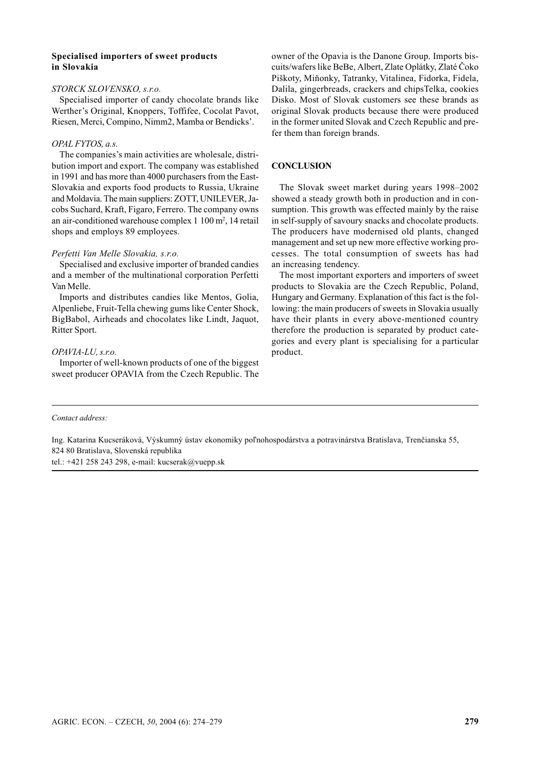### Specialised importers of sweet products in Slovakia

*STORCK SLOVENSKO, s.r.o.*

Specialised importer of candy chocolate brands like Werther's Original, Knoppers, Toffifee, Cocolat Pavot, Riesen, Merci, Compino, Nimm2, Mamba or Bendicks'.

*OPAL FYTOS, a.s.*

The companies's main activities are wholesale, distribution import and export. The company was established in 1991 and has more than 4000 purchasers from the East-Slovakia and exports food products to Russia, Ukraine and Moldavia. The main suppliers: ZOTT, UNILEVER, Jacobs Suchard, Kraft, Figaro, Ferrero. The company owns an air-conditioned warehouse complex 1 100 $m^2$, 14 retail shops and employs 89 employees.

*Perfetti Van Melle Slovakia, s.r.o.*

Specialised and exclusive importer of branded candies and a member of the multinational corporation Perfetti Van Melle.

Imports and distributes candies like Mentos, Golia, Alpenliebe, Fruit-Tella chewing gums like Center Shock, BigBabol, Airheads and chocolates like Lindt, Jaquot, Ritter Sport.

*OPAVIA-LU, s.r.o.*

Importer of well-known products of one of the biggest sweet producer OPAVIA from the Czech Republic. The owner of the Opavia is the Danone Group. Imports biscuits/wafers like BeBe, Albert, Zlate Oplátky, Zlaté Čoko Piškoty, Miňonky, Tatranky, Vitalinea, Fidorka, Fidela, Dalila, gingerbreads, crackers and chipsTelka, cookies Disko. Most of Slovak customers see these brands as original Slovak products because there were produced in the former united Slovak and Czech Republic and prefer them than foreign brands.

## CONCLUSION

The Slovak sweet market during years 1998–2002 showed a steady growth both in production and in consumption. This growth was effected mainly by the raise in self-supply of savoury snacks and chocolate products. The producers have modernised old plants, changed management and set up new more effective working processes. The total consumption of sweets has had an increasing tendency.

The most important exporters and importers of sweet products to Slovakia are the Czech Republic, Poland, Hungary and Germany. Explanation of this fact is the following: the main producers of sweets in Slovakia usually have their plants in every above-mentioned country therefore the production is separated by product categories and every plant is specialising for a particular product.

---

*Contact address:*

Ing. Katarina Kucseráková, Výskumný ústav ekonomiky poľnohospodárstva a potravinárstva Bratislava, Trenčianska 55, 824 80 Bratislava, Slovenská republika
tel.: +421 258 243 298, e-mail: kucserak@vuepp.sk